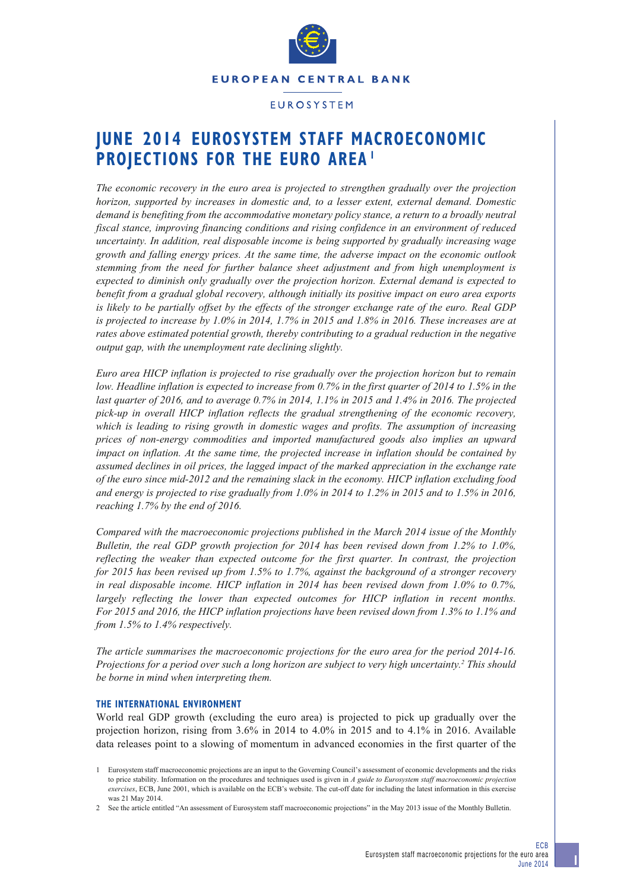EUROPEAN CENTRAL BANK

EUROSYSTEM

# JUNE 2014 EUROSYSTEM STAFF MACROECONOMIC PROJECTIONS FOR THE EURO AREA[1]

*The economic recovery in the euro area is projected to strengthen gradually over the projection horizon, supported by increases in domestic and, to a lesser extent, external demand. Domestic demand is benefiting from the accommodative monetary policy stance, a return to a broadly neutral fiscal stance, improving financing conditions and rising confidence in an environment of reduced uncertainty. In addition, real disposable income is being supported by gradually increasing wage growth and falling energy prices. At the same time, the adverse impact on the economic outlook stemming from the need for further balance sheet adjustment and from high unemployment is expected to diminish only gradually over the projection horizon. External demand is expected to benefit from a gradual global recovery, although initially its positive impact on euro area exports is likely to be partially offset by the effects of the stronger exchange rate of the euro. Real GDP is projected to increase by 1.0% in 2014, 1.7% in 2015 and 1.8% in 2016. These increases are at rates above estimated potential growth, thereby contributing to a gradual reduction in the negative output gap, with the unemployment rate declining slightly.*

*Euro area HICP inflation is projected to rise gradually over the projection horizon but to remain low. Headline inflation is expected to increase from 0.7% in the first quarter of 2014 to 1.5% in the last quarter of 2016, and to average 0.7% in 2014, 1.1% in 2015 and 1.4% in 2016. The projected pick-up in overall HICP inflation reflects the gradual strengthening of the economic recovery, which is leading to rising growth in domestic wages and profits. The assumption of increasing prices of non-energy commodities and imported manufactured goods also implies an upward impact on inflation. At the same time, the projected increase in inflation should be contained by assumed declines in oil prices, the lagged impact of the marked appreciation in the exchange rate of the euro since mid-2012 and the remaining slack in the economy. HICP inflation excluding food and energy is projected to rise gradually from 1.0% in 2014 to 1.2% in 2015 and to 1.5% in 2016, reaching 1.7% by the end of 2016.*

*Compared with the macroeconomic projections published in the March 2014 issue of the Monthly Bulletin, the real GDP growth projection for 2014 has been revised down from 1.2% to 1.0%, reflecting the weaker than expected outcome for the first quarter. In contrast, the projection for 2015 has been revised up from 1.5% to 1.7%, against the background of a stronger recovery in real disposable income. HICP inflation in 2014 has been revised down from 1.0% to 0.7%, largely reflecting the lower than expected outcomes for HICP inflation in recent months. For 2015 and 2016, the HICP inflation projections have been revised down from 1.3% to 1.1% and from 1.5% to 1.4% respectively.*

*The article summarises the macroeconomic projections for the euro area for the period 2014-16. Projections for a period over such a long horizon are subject to very high uncertainty.[2] This should be borne in mind when interpreting them.*

## THE INTERNATIONAL ENVIRONMENT

World real GDP growth (excluding the euro area) is projected to pick up gradually over the projection horizon, rising from 3.6% in 2014 to 4.0% in 2015 and to 4.1% in 2016. Available data releases point to a slowing of momentum in advanced economies in the first quarter of the

1 Eurosystem staff macroeconomic projections are an input to the Governing Council's assessment of economic developments and the risks to price stability. Information on the procedures and techniques used is given in *A guide to Eurosystem staff macroeconomic projection exercises*, ECB, June 2001, which is available on the ECB's website. The cut-off date for including the latest information in this exercise was 21 May 2014.

2 See the article entitled "An assessment of Eurosystem staff macroeconomic projections" in the May 2013 issue of the Monthly Bulletin.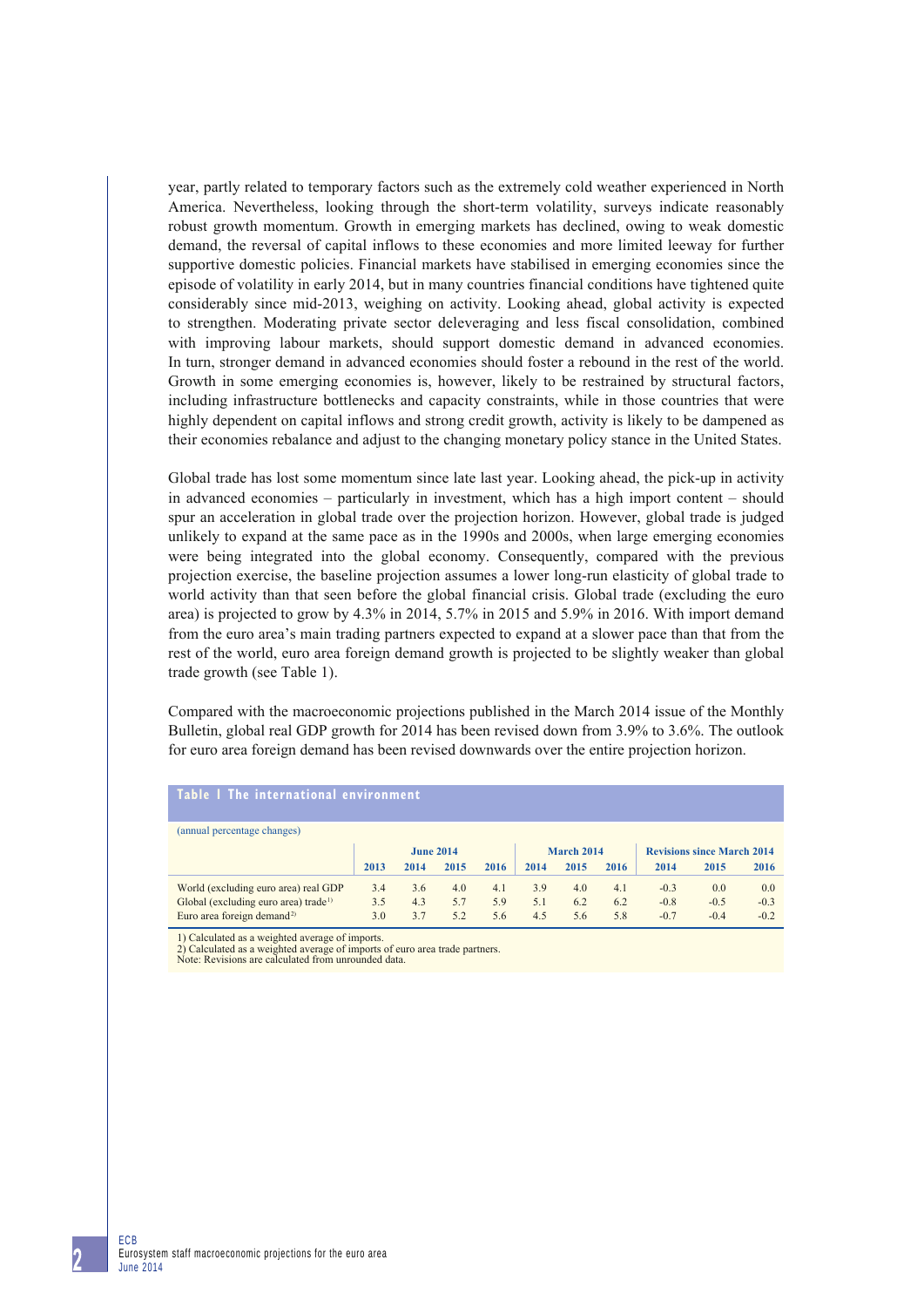year, partly related to temporary factors such as the extremely cold weather experienced in North America. Nevertheless, looking through the short-term volatility, surveys indicate reasonably robust growth momentum. Growth in emerging markets has declined, owing to weak domestic demand, the reversal of capital inflows to these economies and more limited leeway for further supportive domestic policies. Financial markets have stabilised in emerging economies since the episode of volatility in early 2014, but in many countries financial conditions have tightened quite considerably since mid-2013, weighing on activity. Looking ahead, global activity is expected to strengthen. Moderating private sector deleveraging and less fiscal consolidation, combined with improving labour markets, should support domestic demand in advanced economies. In turn, stronger demand in advanced economies should foster a rebound in the rest of the world. Growth in some emerging economies is, however, likely to be restrained by structural factors, including infrastructure bottlenecks and capacity constraints, while in those countries that were highly dependent on capital inflows and strong credit growth, activity is likely to be dampened as their economies rebalance and adjust to the changing monetary policy stance in the United States.

Global trade has lost some momentum since late last year. Looking ahead, the pick-up in activity in advanced economies – particularly in investment, which has a high import content – should spur an acceleration in global trade over the projection horizon. However, global trade is judged unlikely to expand at the same pace as in the 1990s and 2000s, when large emerging economies were being integrated into the global economy. Consequently, compared with the previous projection exercise, the baseline projection assumes a lower long-run elasticity of global trade to world activity than that seen before the global financial crisis. Global trade (excluding the euro area) is projected to grow by 4.3% in 2014, 5.7% in 2015 and 5.9% in 2016. With import demand from the euro area's main trading partners expected to expand at a slower pace than that from the rest of the world, euro area foreign demand growth is projected to be slightly weaker than global trade growth (see Table 1).

Compared with the macroeconomic projections published in the March 2014 issue of the Monthly Bulletin, global real GDP growth for 2014 has been revised down from 3.9% to 3.6%. The outlook for euro area foreign demand has been revised downwards over the entire projection horizon.

**Table 1 The international environment**

(annual percentage changes)

| | June 2014 | | | | March 2014 | | | Revisions since March 2014 | | |
|---|---|---|---|---|---|---|---|---|---|---|
| | 2013 | 2014 | 2015 | 2016 | 2014 | 2015 | 2016 | 2014 | 2015 | 2016 |
| World (excluding euro area) real GDP | 3.4 | 3.6 | 4.0 | 4.1 | 3.9 | 4.0 | 4.1 | -0.3 | 0.0 | 0.0 |
| Global (excluding euro area) trade[1)] | 3.5 | 4.3 | 5.7 | 5.9 | 5.1 | 6.2 | 6.2 | -0.8 | -0.5 | -0.3 |
| Euro area foreign demand[2)] | 3.0 | 3.7 | 5.2 | 5.6 | 4.5 | 5.6 | 5.8 | -0.7 | -0.4 | -0.2 |

1) Calculated as a weighted average of imports.
2) Calculated as a weighted average of imports of euro area trade partners.
Note: Revisions are calculated from unrounded data.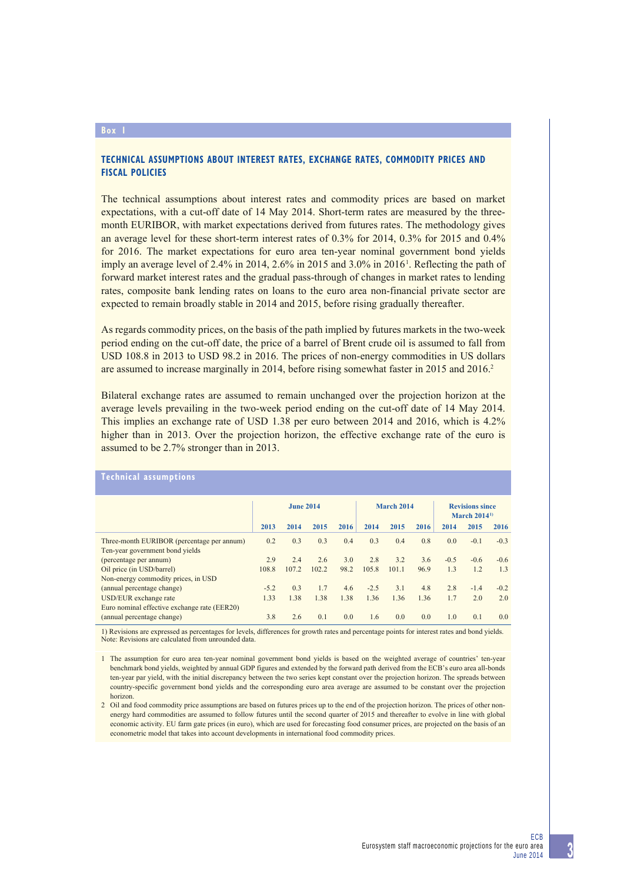**Box 1**

### TECHNICAL ASSUMPTIONS ABOUT INTEREST RATES, EXCHANGE RATES, COMMODITY PRICES AND FISCAL POLICIES

The technical assumptions about interest rates and commodity prices are based on market expectations, with a cut-off date of 14 May 2014. Short-term rates are measured by the three-month EURIBOR, with market expectations derived from futures rates. The methodology gives an average level for these short-term interest rates of 0.3% for 2014, 0.3% for 2015 and 0.4% for 2016. The market expectations for euro area ten-year nominal government bond yields imply an average level of 2.4% in 2014, 2.6% in 2015 and 3.0% in 2016[1]. Reflecting the path of forward market interest rates and the gradual pass-through of changes in market rates to lending rates, composite bank lending rates on loans to the euro area non-financial private sector are expected to remain broadly stable in 2014 and 2015, before rising gradually thereafter.

As regards commodity prices, on the basis of the path implied by futures markets in the two-week period ending on the cut-off date, the price of a barrel of Brent crude oil is assumed to fall from USD 108.8 in 2013 to USD 98.2 in 2016. The prices of non-energy commodities in US dollars are assumed to increase marginally in 2014, before rising somewhat faster in 2015 and 2016.[2]

Bilateral exchange rates are assumed to remain unchanged over the projection horizon at the average levels prevailing in the two-week period ending on the cut-off date of 14 May 2014. This implies an exchange rate of USD 1.38 per euro between 2014 and 2016, which is 4.2% higher than in 2013. Over the projection horizon, the effective exchange rate of the euro is assumed to be 2.7% stronger than in 2013.

**Technical assumptions**

| | June 2014 | | | | March 2014 | | | Revisions since March 2014[1)] | | |
|---|---|---|---|---|---|---|---|---|---|---|
| | 2013 | 2014 | 2015 | 2016 | 2014 | 2015 | 2016 | 2014 | 2015 | 2016 |
| Three-month EURIBOR (percentage per annum) | 0.2 | 0.3 | 0.3 | 0.4 | 0.3 | 0.4 | 0.8 | 0.0 | -0.1 | -0.3 |
| Ten-year government bond yields (percentage per annum) | 2.9 | 2.4 | 2.6 | 3.0 | 2.8 | 3.2 | 3.6 | -0.5 | -0.6 | -0.6 |
| Oil price (in USD/barrel) | 108.8 | 107.2 | 102.2 | 98.2 | 105.8 | 101.1 | 96.9 | 1.3 | 1.2 | 1.3 |
| Non-energy commodity prices, in USD (annual percentage change) | -5.2 | 0.3 | 1.7 | 4.6 | -2.5 | 3.1 | 4.8 | 2.8 | -1.4 | -0.2 |
| USD/EUR exchange rate | 1.33 | 1.38 | 1.38 | 1.38 | 1.36 | 1.36 | 1.36 | 1.7 | 2.0 | 2.0 |
| Euro nominal effective exchange rate (EER20) (annual percentage change) | 3.8 | 2.6 | 0.1 | 0.0 | 1.6 | 0.0 | 0.0 | 1.0 | 0.1 | 0.0 |

1) Revisions are expressed as percentages for levels, differences for growth rates and percentage points for interest rates and bond yields.
Note: Revisions are calculated from unrounded data.

1 The assumption for euro area ten-year nominal government bond yields is based on the weighted average of countries' ten-year benchmark bond yields, weighted by annual GDP figures and extended by the forward path derived from the ECB's euro area all-bonds ten-year par yield, with the initial discrepancy between the two series kept constant over the projection horizon. The spreads between country-specific government bond yields and the corresponding euro area average are assumed to be constant over the projection horizon.

2 Oil and food commodity price assumptions are based on futures prices up to the end of the projection horizon. The prices of other non-energy hard commodities are assumed to follow futures until the second quarter of 2015 and thereafter to evolve in line with global economic activity. EU farm gate prices (in euro), which are used for forecasting food consumer prices, are projected on the basis of an econometric model that takes into account developments in international food commodity prices.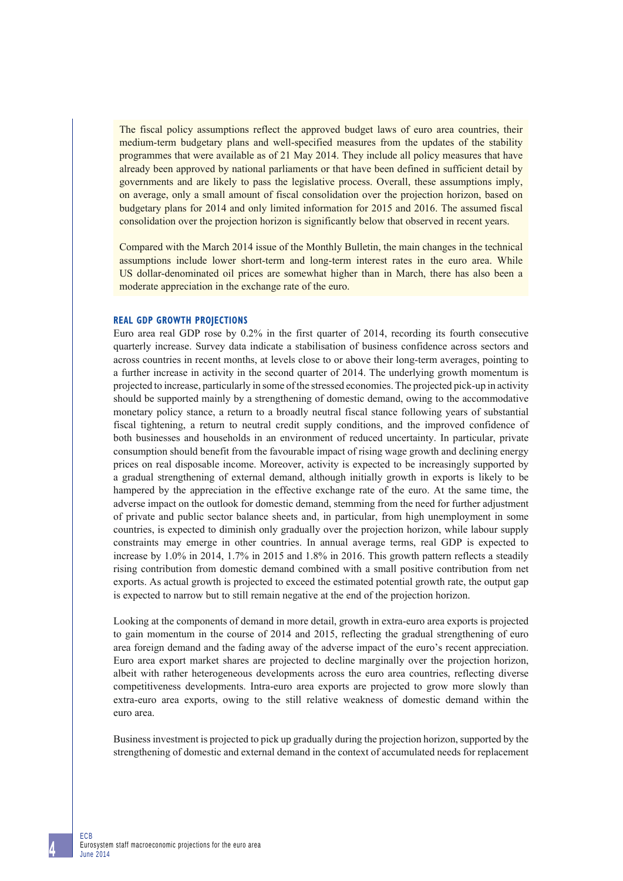The fiscal policy assumptions reflect the approved budget laws of euro area countries, their medium-term budgetary plans and well-specified measures from the updates of the stability programmes that were available as of 21 May 2014. They include all policy measures that have already been approved by national parliaments or that have been defined in sufficient detail by governments and are likely to pass the legislative process. Overall, these assumptions imply, on average, only a small amount of fiscal consolidation over the projection horizon, based on budgetary plans for 2014 and only limited information for 2015 and 2016. The assumed fiscal consolidation over the projection horizon is significantly below that observed in recent years.

Compared with the March 2014 issue of the Monthly Bulletin, the main changes in the technical assumptions include lower short-term and long-term interest rates in the euro area. While US dollar-denominated oil prices are somewhat higher than in March, there has also been a moderate appreciation in the exchange rate of the euro.

### REAL GDP GROWTH PROJECTIONS

Euro area real GDP rose by 0.2% in the first quarter of 2014, recording its fourth consecutive quarterly increase. Survey data indicate a stabilisation of business confidence across sectors and across countries in recent months, at levels close to or above their long-term averages, pointing to a further increase in activity in the second quarter of 2014. The underlying growth momentum is projected to increase, particularly in some of the stressed economies. The projected pick-up in activity should be supported mainly by a strengthening of domestic demand, owing to the accommodative monetary policy stance, a return to a broadly neutral fiscal stance following years of substantial fiscal tightening, a return to neutral credit supply conditions, and the improved confidence of both businesses and households in an environment of reduced uncertainty. In particular, private consumption should benefit from the favourable impact of rising wage growth and declining energy prices on real disposable income. Moreover, activity is expected to be increasingly supported by a gradual strengthening of external demand, although initially growth in exports is likely to be hampered by the appreciation in the effective exchange rate of the euro. At the same time, the adverse impact on the outlook for domestic demand, stemming from the need for further adjustment of private and public sector balance sheets and, in particular, from high unemployment in some countries, is expected to diminish only gradually over the projection horizon, while labour supply constraints may emerge in other countries. In annual average terms, real GDP is expected to increase by 1.0% in 2014, 1.7% in 2015 and 1.8% in 2016. This growth pattern reflects a steadily rising contribution from domestic demand combined with a small positive contribution from net exports. As actual growth is projected to exceed the estimated potential growth rate, the output gap is expected to narrow but to still remain negative at the end of the projection horizon.

Looking at the components of demand in more detail, growth in extra-euro area exports is projected to gain momentum in the course of 2014 and 2015, reflecting the gradual strengthening of euro area foreign demand and the fading away of the adverse impact of the euro's recent appreciation. Euro area export market shares are projected to decline marginally over the projection horizon, albeit with rather heterogeneous developments across the euro area countries, reflecting diverse competitiveness developments. Intra-euro area exports are projected to grow more slowly than extra-euro area exports, owing to the still relative weakness of domestic demand within the euro area.

Business investment is projected to pick up gradually during the projection horizon, supported by the strengthening of domestic and external demand in the context of accumulated needs for replacement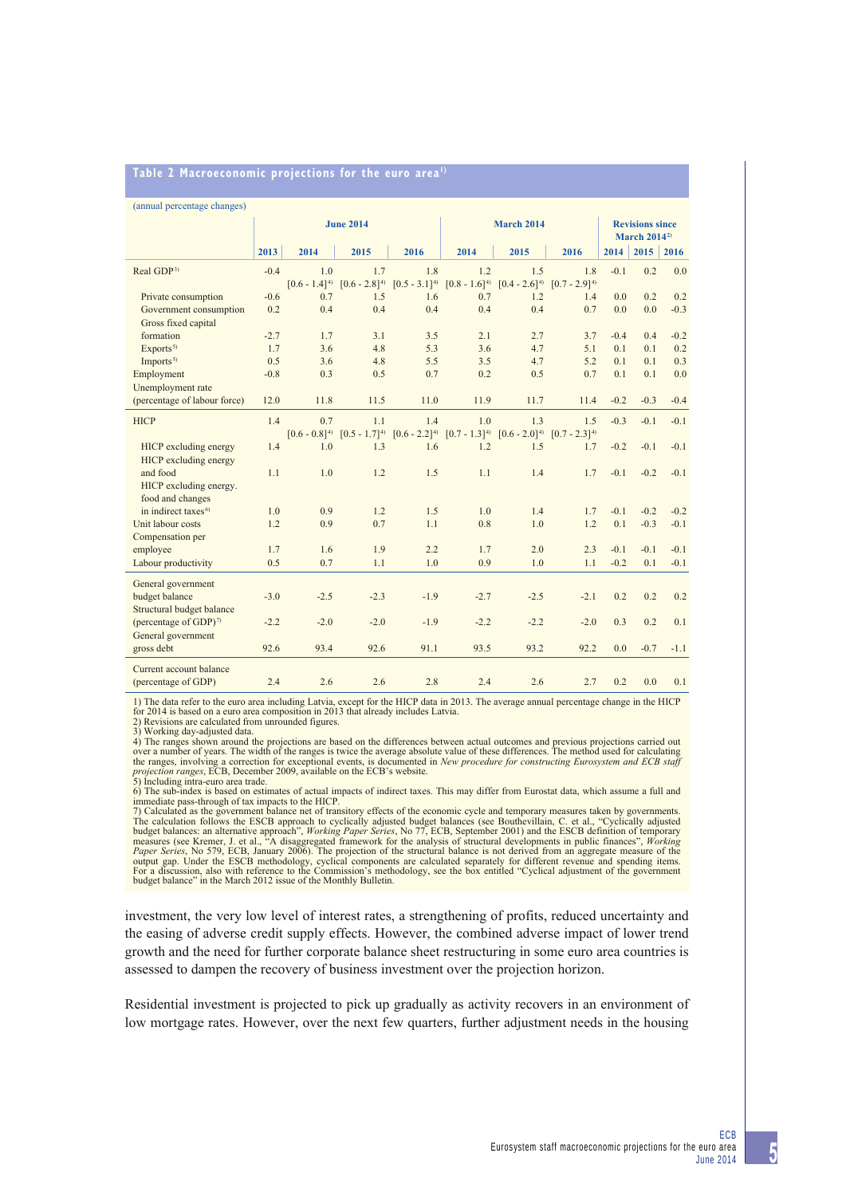**Table 2 Macroeconomic projections for the euro area**[1]

(annual percentage changes)

| | June 2014 | | | | March 2014 | | | Revisions since March 2014[2] | | |
|---|---|---|---|---|---|---|---|---|---|---|
| | 2013 | 2014 | 2015 | 2016 | 2014 | 2015 | 2016 | 2014 | 2015 | 2016 |
| Real GDP[3] | -0.4 | 1.0 | 1.7 | 1.8 | 1.2 | 1.5 | 1.8 | -0.1 | 0.2 | 0.0 |
| | | [0.6 - 1.4][4] | [0.6 - 2.8][4] | [0.5 - 3.1][4] | [0.8 - 1.6][4] | [0.4 - 2.6][4] | [0.7 - 2.9][4] | | | |
| Private consumption | -0.6 | 0.7 | 1.5 | 1.6 | 0.7 | 1.2 | 1.4 | 0.0 | 0.2 | 0.2 |
| Government consumption | 0.2 | 0.4 | 0.4 | 0.4 | 0.4 | 0.4 | 0.7 | 0.0 | 0.0 | -0.3 |
| Gross fixed capital formation | -2.7 | 1.7 | 3.1 | 3.5 | 2.1 | 2.7 | 3.7 | -0.4 | 0.4 | -0.2 |
| Exports[5] | 1.7 | 3.6 | 4.8 | 5.3 | 3.6 | 4.7 | 5.1 | 0.1 | 0.1 | 0.2 |
| Imports[5] | 0.5 | 3.6 | 4.8 | 5.5 | 3.5 | 4.7 | 5.2 | 0.1 | 0.1 | 0.3 |
| Employment | -0.8 | 0.3 | 0.5 | 0.7 | 0.2 | 0.5 | 0.7 | 0.1 | 0.1 | 0.0 |
| Unemployment rate (percentage of labour force) | 12.0 | 11.8 | 11.5 | 11.0 | 11.9 | 11.7 | 11.4 | -0.2 | -0.3 | -0.4 |
| HICP | 1.4 | 0.7 | 1.1 | 1.4 | 1.0 | 1.3 | 1.5 | -0.3 | -0.1 | -0.1 |
| | | [0.6 - 0.8][4] | [0.5 - 1.7][4] | [0.6 - 2.2][4] | [0.7 - 1.3][4] | [0.6 - 2.0][4] | [0.7 - 2.3][4] | | | |
| HICP excluding energy | 1.4 | 1.0 | 1.3 | 1.6 | 1.2 | 1.5 | 1.7 | -0.2 | -0.1 | -0.1 |
| HICP excluding energy and food | 1.1 | 1.0 | 1.2 | 1.5 | 1.1 | 1.4 | 1.7 | -0.1 | -0.2 | -0.1 |
| HICP excluding energy. food and changes in indirect taxes[6] | 1.0 | 0.9 | 1.2 | 1.5 | 1.0 | 1.4 | 1.7 | -0.1 | -0.2 | -0.2 |
| Unit labour costs | 1.2 | 0.9 | 0.7 | 1.1 | 0.8 | 1.0 | 1.2 | 0.1 | -0.3 | -0.1 |
| Compensation per employee | 1.7 | 1.6 | 1.9 | 2.2 | 1.7 | 2.0 | 2.3 | -0.1 | -0.1 | -0.1 |
| Labour productivity | 0.5 | 0.7 | 1.1 | 1.0 | 0.9 | 1.0 | 1.1 | -0.2 | 0.1 | -0.1 |
| General government budget balance | -3.0 | -2.5 | -2.3 | -1.9 | -2.7 | -2.5 | -2.1 | 0.2 | 0.2 | 0.2 |
| Structural budget balance (percentage of GDP)[7] | -2.2 | -2.0 | -2.0 | -1.9 | -2.2 | -2.2 | -2.0 | 0.3 | 0.2 | 0.1 |
| General government gross debt | 92.6 | 93.4 | 92.6 | 91.1 | 93.5 | 93.2 | 92.2 | 0.0 | -0.7 | -1.1 |
| Current account balance (percentage of GDP) | 2.4 | 2.6 | 2.6 | 2.8 | 2.4 | 2.6 | 2.7 | 0.2 | 0.0 | 0.1 |

1) The data refer to the euro area including Latvia, except for the HICP data in 2013. The average annual percentage change in the HICP for 2014 is based on a euro area composition in 2013 that already includes Latvia.
2) Revisions are calculated from unrounded figures.
3) Working day-adjusted data.
4) The ranges shown around the projections are based on the differences between actual outcomes and previous projections carried out over a number of years. The width of the ranges is twice the average absolute value of these differences. The method used for calculating the ranges, involving a correction for exceptional events, is documented in *New procedure for constructing Eurosystem and ECB staff projection ranges*, ECB, December 2009, available on the ECB's website.
5) Including intra-euro area trade.
6) The sub-index is based on estimates of actual impacts of indirect taxes. This may differ from Eurostat data, which assume a full and immediate pass-through of tax impacts to the HICP.
7) Calculated as the government balance net of transitory effects of the economic cycle and temporary measures taken by governments. The calculation follows the ESCB approach to cyclically adjusted budget balances (see Bouthevillain, C. et al., "Cyclically adjusted budget balances: an alternative approach", *Working Paper Series*, No 77, ECB, September 2001) and the ESCB definition of temporary measures (see Kremer, J. et al., "A disaggregated framework for the analysis of structural developments in public finances", *Working Paper Series*, No 579, ECB, January 2006). The projection of the structural balance is not derived from an aggregate measure of the output gap. Under the ESCB methodology, cyclical components are calculated separately for different revenue and spending items. For a discussion, also with reference to the Commission's methodology, see the box entitled "Cyclical adjustment of the government budget balance" in the March 2012 issue of the Monthly Bulletin.

investment, the very low level of interest rates, a strengthening of profits, reduced uncertainty and the easing of adverse credit supply effects. However, the combined adverse impact of lower trend growth and the need for further corporate balance sheet restructuring in some euro area countries is assessed to dampen the recovery of business investment over the projection horizon.

Residential investment is projected to pick up gradually as activity recovers in an environment of low mortgage rates. However, over the next few quarters, further adjustment needs in the housing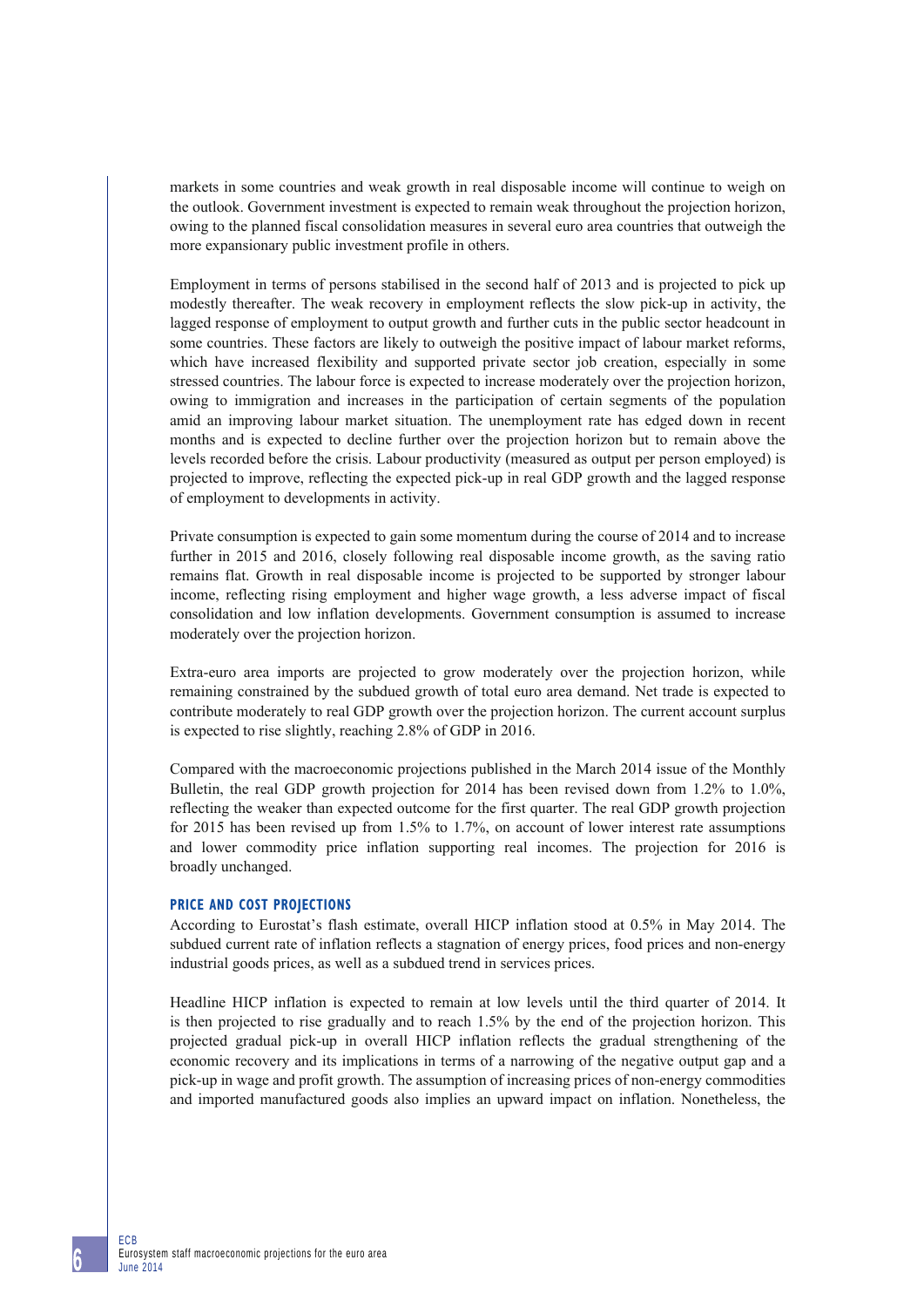markets in some countries and weak growth in real disposable income will continue to weigh on the outlook. Government investment is expected to remain weak throughout the projection horizon, owing to the planned fiscal consolidation measures in several euro area countries that outweigh the more expansionary public investment profile in others.

Employment in terms of persons stabilised in the second half of 2013 and is projected to pick up modestly thereafter. The weak recovery in employment reflects the slow pick-up in activity, the lagged response of employment to output growth and further cuts in the public sector headcount in some countries. These factors are likely to outweigh the positive impact of labour market reforms, which have increased flexibility and supported private sector job creation, especially in some stressed countries. The labour force is expected to increase moderately over the projection horizon, owing to immigration and increases in the participation of certain segments of the population amid an improving labour market situation. The unemployment rate has edged down in recent months and is expected to decline further over the projection horizon but to remain above the levels recorded before the crisis. Labour productivity (measured as output per person employed) is projected to improve, reflecting the expected pick-up in real GDP growth and the lagged response of employment to developments in activity.

Private consumption is expected to gain some momentum during the course of 2014 and to increase further in 2015 and 2016, closely following real disposable income growth, as the saving ratio remains flat. Growth in real disposable income is projected to be supported by stronger labour income, reflecting rising employment and higher wage growth, a less adverse impact of fiscal consolidation and low inflation developments. Government consumption is assumed to increase moderately over the projection horizon.

Extra-euro area imports are projected to grow moderately over the projection horizon, while remaining constrained by the subdued growth of total euro area demand. Net trade is expected to contribute moderately to real GDP growth over the projection horizon. The current account surplus is expected to rise slightly, reaching 2.8% of GDP in 2016.

Compared with the macroeconomic projections published in the March 2014 issue of the Monthly Bulletin, the real GDP growth projection for 2014 has been revised down from 1.2% to 1.0%, reflecting the weaker than expected outcome for the first quarter. The real GDP growth projection for 2015 has been revised up from 1.5% to 1.7%, on account of lower interest rate assumptions and lower commodity price inflation supporting real incomes. The projection for 2016 is broadly unchanged.

#### PRICE AND COST PROJECTIONS

According to Eurostat's flash estimate, overall HICP inflation stood at 0.5% in May 2014. The subdued current rate of inflation reflects a stagnation of energy prices, food prices and non-energy industrial goods prices, as well as a subdued trend in services prices.

Headline HICP inflation is expected to remain at low levels until the third quarter of 2014. It is then projected to rise gradually and to reach 1.5% by the end of the projection horizon. This projected gradual pick-up in overall HICP inflation reflects the gradual strengthening of the economic recovery and its implications in terms of a narrowing of the negative output gap and a pick-up in wage and profit growth. The assumption of increasing prices of non-energy commodities and imported manufactured goods also implies an upward impact on inflation. Nonetheless, the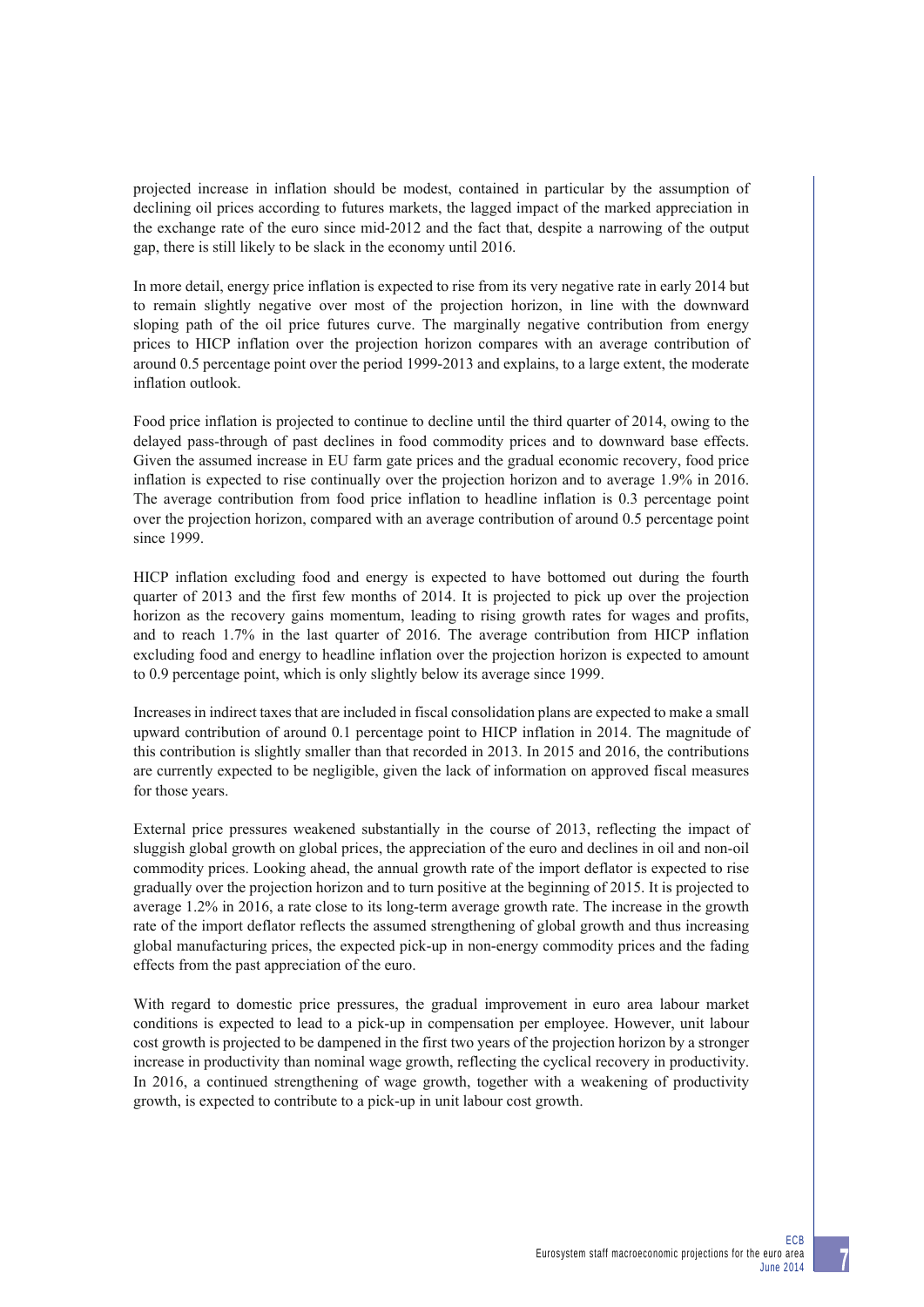projected increase in inflation should be modest, contained in particular by the assumption of declining oil prices according to futures markets, the lagged impact of the marked appreciation in the exchange rate of the euro since mid-2012 and the fact that, despite a narrowing of the output gap, there is still likely to be slack in the economy until 2016.

In more detail, energy price inflation is expected to rise from its very negative rate in early 2014 but to remain slightly negative over most of the projection horizon, in line with the downward sloping path of the oil price futures curve. The marginally negative contribution from energy prices to HICP inflation over the projection horizon compares with an average contribution of around 0.5 percentage point over the period 1999-2013 and explains, to a large extent, the moderate inflation outlook.

Food price inflation is projected to continue to decline until the third quarter of 2014, owing to the delayed pass-through of past declines in food commodity prices and to downward base effects. Given the assumed increase in EU farm gate prices and the gradual economic recovery, food price inflation is expected to rise continually over the projection horizon and to average 1.9% in 2016. The average contribution from food price inflation to headline inflation is 0.3 percentage point over the projection horizon, compared with an average contribution of around 0.5 percentage point since 1999.

HICP inflation excluding food and energy is expected to have bottomed out during the fourth quarter of 2013 and the first few months of 2014. It is projected to pick up over the projection horizon as the recovery gains momentum, leading to rising growth rates for wages and profits, and to reach 1.7% in the last quarter of 2016. The average contribution from HICP inflation excluding food and energy to headline inflation over the projection horizon is expected to amount to 0.9 percentage point, which is only slightly below its average since 1999.

Increases in indirect taxes that are included in fiscal consolidation plans are expected to make a small upward contribution of around 0.1 percentage point to HICP inflation in 2014. The magnitude of this contribution is slightly smaller than that recorded in 2013. In 2015 and 2016, the contributions are currently expected to be negligible, given the lack of information on approved fiscal measures for those years.

External price pressures weakened substantially in the course of 2013, reflecting the impact of sluggish global growth on global prices, the appreciation of the euro and declines in oil and non-oil commodity prices. Looking ahead, the annual growth rate of the import deflator is expected to rise gradually over the projection horizon and to turn positive at the beginning of 2015. It is projected to average 1.2% in 2016, a rate close to its long-term average growth rate. The increase in the growth rate of the import deflator reflects the assumed strengthening of global growth and thus increasing global manufacturing prices, the expected pick-up in non-energy commodity prices and the fading effects from the past appreciation of the euro.

With regard to domestic price pressures, the gradual improvement in euro area labour market conditions is expected to lead to a pick-up in compensation per employee. However, unit labour cost growth is projected to be dampened in the first two years of the projection horizon by a stronger increase in productivity than nominal wage growth, reflecting the cyclical recovery in productivity. In 2016, a continued strengthening of wage growth, together with a weakening of productivity growth, is expected to contribute to a pick-up in unit labour cost growth.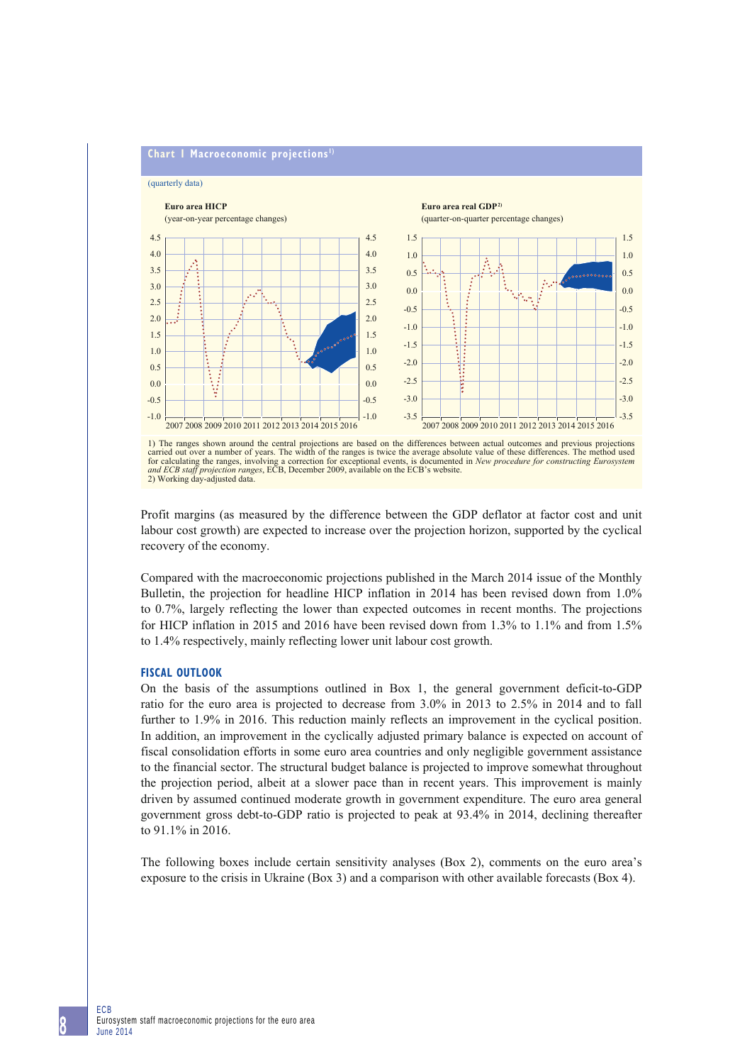**Chart 1 Macroeconomic projections**[1]

(quarterly data)

**Euro area HICP**
(year-on-year percentage changes)

**Euro area real GDP**[2]
(quarter-on-quarter percentage changes)

1) The ranges shown around the central projections are based on the differences between actual outcomes and previous projections carried out over a number of years. The width of the ranges is twice the average absolute value of these differences. The method used for calculating the ranges, involving a correction for exceptional events, is documented in *New procedure for constructing Eurosystem and ECB staff projection ranges*, ECB, December 2009, available on the ECB's website.
2) Working day-adjusted data.

Profit margins (as measured by the difference between the GDP deflator at factor cost and unit labour cost growth) are expected to increase over the projection horizon, supported by the cyclical recovery of the economy.

Compared with the macroeconomic projections published in the March 2014 issue of the Monthly Bulletin, the projection for headline HICP inflation in 2014 has been revised down from 1.0% to 0.7%, largely reflecting the lower than expected outcomes in recent months. The projections for HICP inflation in 2015 and 2016 have been revised down from 1.3% to 1.1% and from 1.5% to 1.4% respectively, mainly reflecting lower unit labour cost growth.

### FISCAL OUTLOOK

On the basis of the assumptions outlined in Box 1, the general government deficit-to-GDP ratio for the euro area is projected to decrease from 3.0% in 2013 to 2.5% in 2014 and to fall further to 1.9% in 2016. This reduction mainly reflects an improvement in the cyclical position. In addition, an improvement in the cyclically adjusted primary balance is expected on account of fiscal consolidation efforts in some euro area countries and only negligible government assistance to the financial sector. The structural budget balance is projected to improve somewhat throughout the projection period, albeit at a slower pace than in recent years. This improvement is mainly driven by assumed continued moderate growth in government expenditure. The euro area general government gross debt-to-GDP ratio is projected to peak at 93.4% in 2014, declining thereafter to 91.1% in 2016.

The following boxes include certain sensitivity analyses (Box 2), comments on the euro area's exposure to the crisis in Ukraine (Box 3) and a comparison with other available forecasts (Box 4).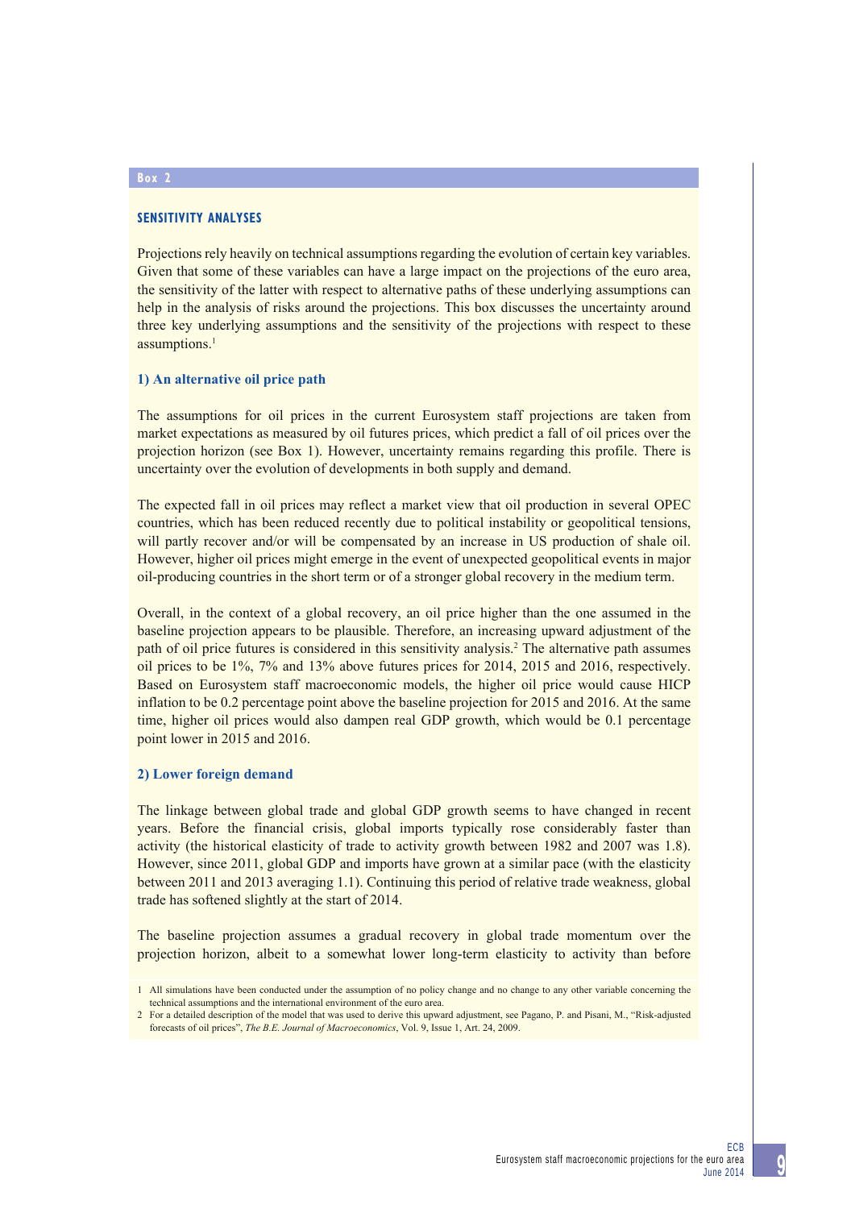Box 2

## SENSITIVITY ANALYSES

Projections rely heavily on technical assumptions regarding the evolution of certain key variables. Given that some of these variables can have a large impact on the projections of the euro area, the sensitivity of the latter with respect to alternative paths of these underlying assumptions can help in the analysis of risks around the projections. This box discusses the uncertainty around three key underlying assumptions and the sensitivity of the projections with respect to these assumptions.[1]

### 1) An alternative oil price path

The assumptions for oil prices in the current Eurosystem staff projections are taken from market expectations as measured by oil futures prices, which predict a fall of oil prices over the projection horizon (see Box 1). However, uncertainty remains regarding this profile. There is uncertainty over the evolution of developments in both supply and demand.

The expected fall in oil prices may reflect a market view that oil production in several OPEC countries, which has been reduced recently due to political instability or geopolitical tensions, will partly recover and/or will be compensated by an increase in US production of shale oil. However, higher oil prices might emerge in the event of unexpected geopolitical events in major oil-producing countries in the short term or of a stronger global recovery in the medium term.

Overall, in the context of a global recovery, an oil price higher than the one assumed in the baseline projection appears to be plausible. Therefore, an increasing upward adjustment of the path of oil price futures is considered in this sensitivity analysis.[2] The alternative path assumes oil prices to be 1%, 7% and 13% above futures prices for 2014, 2015 and 2016, respectively. Based on Eurosystem staff macroeconomic models, the higher oil price would cause HICP inflation to be 0.2 percentage point above the baseline projection for 2015 and 2016. At the same time, higher oil prices would also dampen real GDP growth, which would be 0.1 percentage point lower in 2015 and 2016.

### 2) Lower foreign demand

The linkage between global trade and global GDP growth seems to have changed in recent years. Before the financial crisis, global imports typically rose considerably faster than activity (the historical elasticity of trade to activity growth between 1982 and 2007 was 1.8). However, since 2011, global GDP and imports have grown at a similar pace (with the elasticity between 2011 and 2013 averaging 1.1). Continuing this period of relative trade weakness, global trade has softened slightly at the start of 2014.

The baseline projection assumes a gradual recovery in global trade momentum over the projection horizon, albeit to a somewhat lower long-term elasticity to activity than before

1 All simulations have been conducted under the assumption of no policy change and no change to any other variable concerning the technical assumptions and the international environment of the euro area.

2 For a detailed description of the model that was used to derive this upward adjustment, see Pagano, P. and Pisani, M., "Risk-adjusted forecasts of oil prices", *The B.E. Journal of Macroeconomics*, Vol. 9, Issue 1, Art. 24, 2009.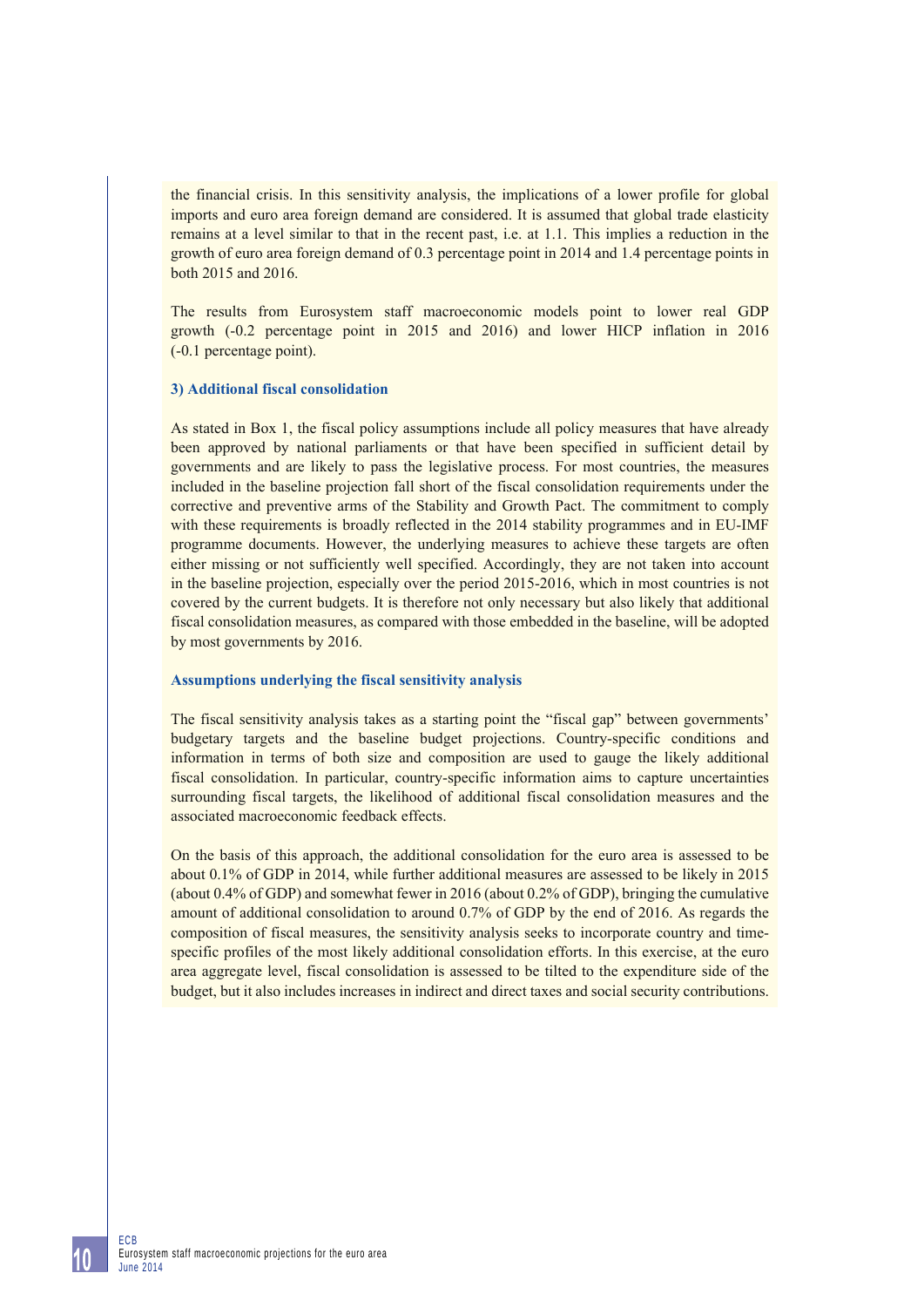the financial crisis. In this sensitivity analysis, the implications of a lower profile for global imports and euro area foreign demand are considered. It is assumed that global trade elasticity remains at a level similar to that in the recent past, i.e. at 1.1. This implies a reduction in the growth of euro area foreign demand of 0.3 percentage point in 2014 and 1.4 percentage points in both 2015 and 2016.

The results from Eurosystem staff macroeconomic models point to lower real GDP growth (-0.2 percentage point in 2015 and 2016) and lower HICP inflation in 2016 (-0.1 percentage point).

**3) Additional fiscal consolidation**

As stated in Box 1, the fiscal policy assumptions include all policy measures that have already been approved by national parliaments or that have been specified in sufficient detail by governments and are likely to pass the legislative process. For most countries, the measures included in the baseline projection fall short of the fiscal consolidation requirements under the corrective and preventive arms of the Stability and Growth Pact. The commitment to comply with these requirements is broadly reflected in the 2014 stability programmes and in EU-IMF programme documents. However, the underlying measures to achieve these targets are often either missing or not sufficiently well specified. Accordingly, they are not taken into account in the baseline projection, especially over the period 2015-2016, which in most countries is not covered by the current budgets. It is therefore not only necessary but also likely that additional fiscal consolidation measures, as compared with those embedded in the baseline, will be adopted by most governments by 2016.

**Assumptions underlying the fiscal sensitivity analysis**

The fiscal sensitivity analysis takes as a starting point the "fiscal gap" between governments' budgetary targets and the baseline budget projections. Country-specific conditions and information in terms of both size and composition are used to gauge the likely additional fiscal consolidation. In particular, country-specific information aims to capture uncertainties surrounding fiscal targets, the likelihood of additional fiscal consolidation measures and the associated macroeconomic feedback effects.

On the basis of this approach, the additional consolidation for the euro area is assessed to be about 0.1% of GDP in 2014, while further additional measures are assessed to be likely in 2015 (about 0.4% of GDP) and somewhat fewer in 2016 (about 0.2% of GDP), bringing the cumulative amount of additional consolidation to around 0.7% of GDP by the end of 2016. As regards the composition of fiscal measures, the sensitivity analysis seeks to incorporate country and time-specific profiles of the most likely additional consolidation efforts. In this exercise, at the euro area aggregate level, fiscal consolidation is assessed to be tilted to the expenditure side of the budget, but it also includes increases in indirect and direct taxes and social security contributions.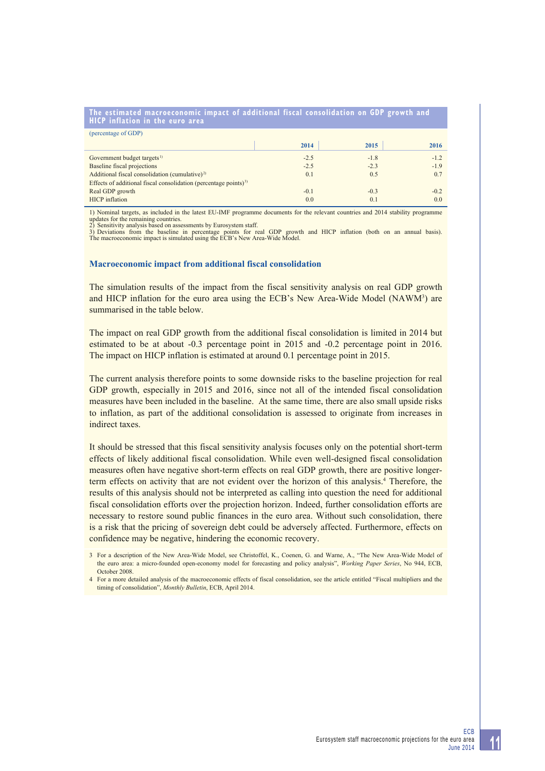**The estimated macroeconomic impact of additional fiscal consolidation on GDP growth and HICP inflation in the euro area**

(percentage of GDP)

| | 2014 | 2015 | 2016 |
|---|---|---|---|
| Government budget targets[1)] | -2.5 | -1.8 | -1.2 |
| Baseline fiscal projections | -2.5 | -2.3 | -1.9 |
| Additional fiscal consolidation (cumulative)[2)] | 0.1 | 0.5 | 0.7 |
| Effects of additional fiscal consolidation (percentage points)[3)] | | | |
| Real GDP growth | -0.1 | -0.3 | -0.2 |
| HICP inflation | 0.0 | 0.1 | 0.0 |

1) Nominal targets, as included in the latest EU-IMF programme documents for the relevant countries and 2014 stability programme updates for the remaining countries.
2) Sensitivity analysis based on assessments by Eurosystem staff.
3) Deviations from the baseline in percentage points for real GDP growth and HICP inflation (both on an annual basis). The macroeconomic impact is simulated using the ECB's New Area-Wide Model.

### Macroeconomic impact from additional fiscal consolidation

The simulation results of the impact from the fiscal sensitivity analysis on real GDP growth and HICP inflation for the euro area using the ECB's New Area-Wide Model (NAWM[3]) are summarised in the table below.

The impact on real GDP growth from the additional fiscal consolidation is limited in 2014 but estimated to be at about -0.3 percentage point in 2015 and -0.2 percentage point in 2016. The impact on HICP inflation is estimated at around 0.1 percentage point in 2015.

The current analysis therefore points to some downside risks to the baseline projection for real GDP growth, especially in 2015 and 2016, since not all of the intended fiscal consolidation measures have been included in the baseline. At the same time, there are also small upside risks to inflation, as part of the additional consolidation is assessed to originate from increases in indirect taxes.

It should be stressed that this fiscal sensitivity analysis focuses only on the potential short-term effects of likely additional fiscal consolidation. While even well-designed fiscal consolidation measures often have negative short-term effects on real GDP growth, there are positive longer-term effects on activity that are not evident over the horizon of this analysis.[4] Therefore, the results of this analysis should not be interpreted as calling into question the need for additional fiscal consolidation efforts over the projection horizon. Indeed, further consolidation efforts are necessary to restore sound public finances in the euro area. Without such consolidation, there is a risk that the pricing of sovereign debt could be adversely affected. Furthermore, effects on confidence may be negative, hindering the economic recovery.

3 For a description of the New Area-Wide Model, see Christoffel, K., Coenen, G. and Warne, A., "The New Area-Wide Model of the euro area: a micro-founded open-economy model for forecasting and policy analysis", *Working Paper Series*, No 944, ECB, October 2008.

4 For a more detailed analysis of the macroeconomic effects of fiscal consolidation, see the article entitled "Fiscal multipliers and the timing of consolidation", *Monthly Bulletin*, ECB, April 2014.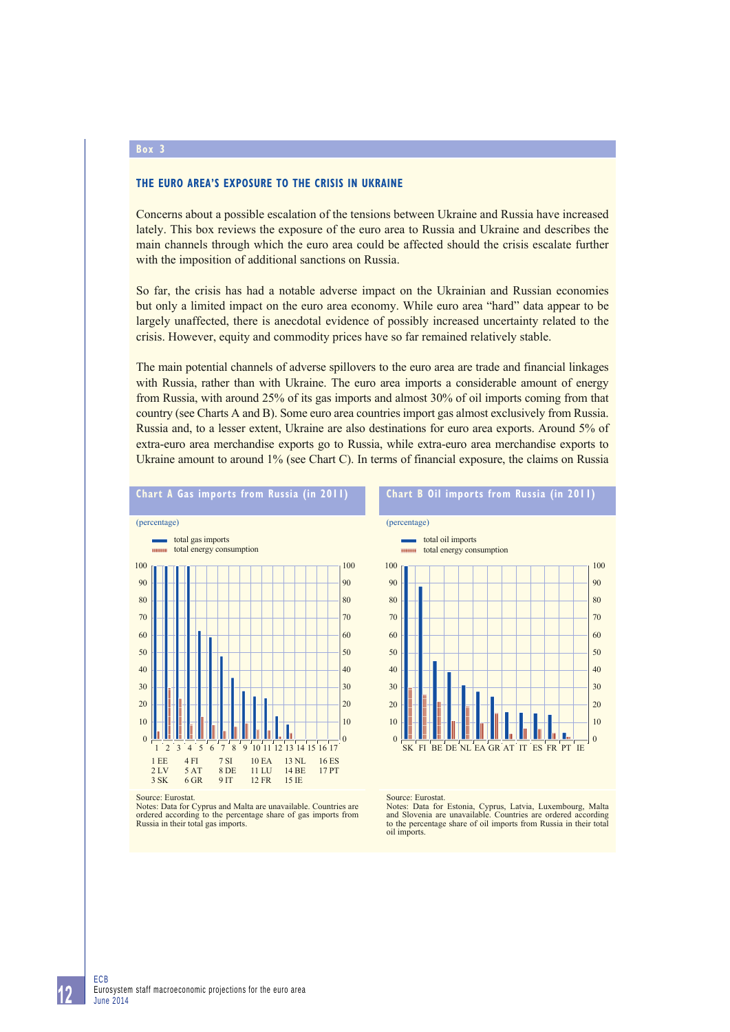## Box 3

### THE EURO AREA'S EXPOSURE TO THE CRISIS IN UKRAINE

Concerns about a possible escalation of the tensions between Ukraine and Russia have increased lately. This box reviews the exposure of the euro area to Russia and Ukraine and describes the main channels through which the euro area could be affected should the crisis escalate further with the imposition of additional sanctions on Russia.

So far, the crisis has had a notable adverse impact on the Ukrainian and Russian economies but only a limited impact on the euro area economy. While euro area "hard" data appear to be largely unaffected, there is anecdotal evidence of possibly increased uncertainty related to the crisis. However, equity and commodity prices have so far remained relatively stable.

The main potential channels of adverse spillovers to the euro area are trade and financial linkages with Russia, rather than with Ukraine. The euro area imports a considerable amount of energy from Russia, with around 25% of its gas imports and almost 30% of oil imports coming from that country (see Charts A and B). Some euro area countries import gas almost exclusively from Russia. Russia and, to a lesser extent, Ukraine are also destinations for euro area exports. Around 5% of extra-euro area merchandise exports go to Russia, while extra-euro area merchandise exports to Ukraine amount to around 1% (see Chart C). In terms of financial exposure, the claims on Russia

**Chart A Gas imports from Russia (in 2011)**

(percentage)

- total gas imports
- total energy consumption

1 EE, 2 LV, 3 SK, 4 FI, 5 AT, 6 GR, 7 SI, 8 DE, 9 IT, 10 EA, 11 LU, 12 FR, 13 NL, 14 BE, 15 IE, 16 ES, 17 PT

Source: Eurostat.
Notes: Data for Cyprus and Malta are unavailable. Countries are ordered according to the percentage share of gas imports from Russia in their total gas imports.

**Chart B Oil imports from Russia (in 2011)**

(percentage)

- total oil imports
- total energy consumption

SK, FI, BE, DE, NL, EA, GR, AT, IT, ES, FR, PT, IE

Source: Eurostat.
Notes: Data for Estonia, Cyprus, Latvia, Luxembourg, Malta and Slovenia are unavailable. Countries are ordered according to the percentage share of oil imports from Russia in their total oil imports.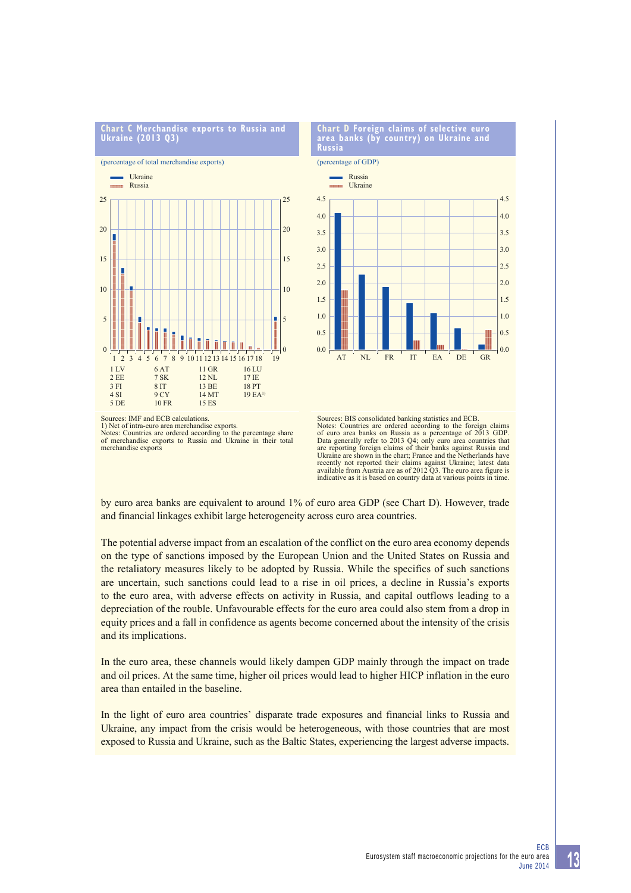**Chart C Merchandise exports to Russia and Ukraine (2013 Q3)**

(percentage of total merchandise exports)

Ukraine
Russia

1 LV
2 EE
3 FI
4 SI
5 DE
6 AT
7 SK
8 IT
9 CY
10 FR
11 GR
12 NL
13 BE
14 MT
15 ES
16 LU
17 IE
18 PT
19 EA[1)]

Sources: IMF and ECB calculations.
1) Net of intra-euro area merchandise exports.
Notes: Countries are ordered according to the percentage share of merchandise exports to Russia and Ukraine in their total merchandise exports

**Chart D Foreign claims of selective euro area banks (by country) on Ukraine and Russia**

(percentage of GDP)

Russia
Ukraine

Sources: BIS consolidated banking statistics and ECB.
Notes: Countries are ordered according to the foreign claims of euro area banks on Russia as a percentage of 2013 GDP. Data generally refer to 2013 Q4; only euro area countries that are reporting foreign claims of their banks against Russia and Ukraine are shown in the chart; France and the Netherlands have recently not reported their claims against Ukraine; latest data available from Austria are as of 2012 Q3. The euro area figure is indicative as it is based on country data at various points in time.

by euro area banks are equivalent to around 1% of euro area GDP (see Chart D). However, trade and financial linkages exhibit large heterogeneity across euro area countries.

The potential adverse impact from an escalation of the conflict on the euro area economy depends on the type of sanctions imposed by the European Union and the United States on Russia and the retaliatory measures likely to be adopted by Russia. While the specifics of such sanctions are uncertain, such sanctions could lead to a rise in oil prices, a decline in Russia's exports to the euro area, with adverse effects on activity in Russia, and capital outflows leading to a depreciation of the rouble. Unfavourable effects for the euro area could also stem from a drop in equity prices and a fall in confidence as agents become concerned about the intensity of the crisis and its implications.

In the euro area, these channels would likely dampen GDP mainly through the impact on trade and oil prices. At the same time, higher oil prices would lead to higher HICP inflation in the euro area than entailed in the baseline.

In the light of euro area countries' disparate trade exposures and financial links to Russia and Ukraine, any impact from the crisis would be heterogeneous, with those countries that are most exposed to Russia and Ukraine, such as the Baltic States, experiencing the largest adverse impacts.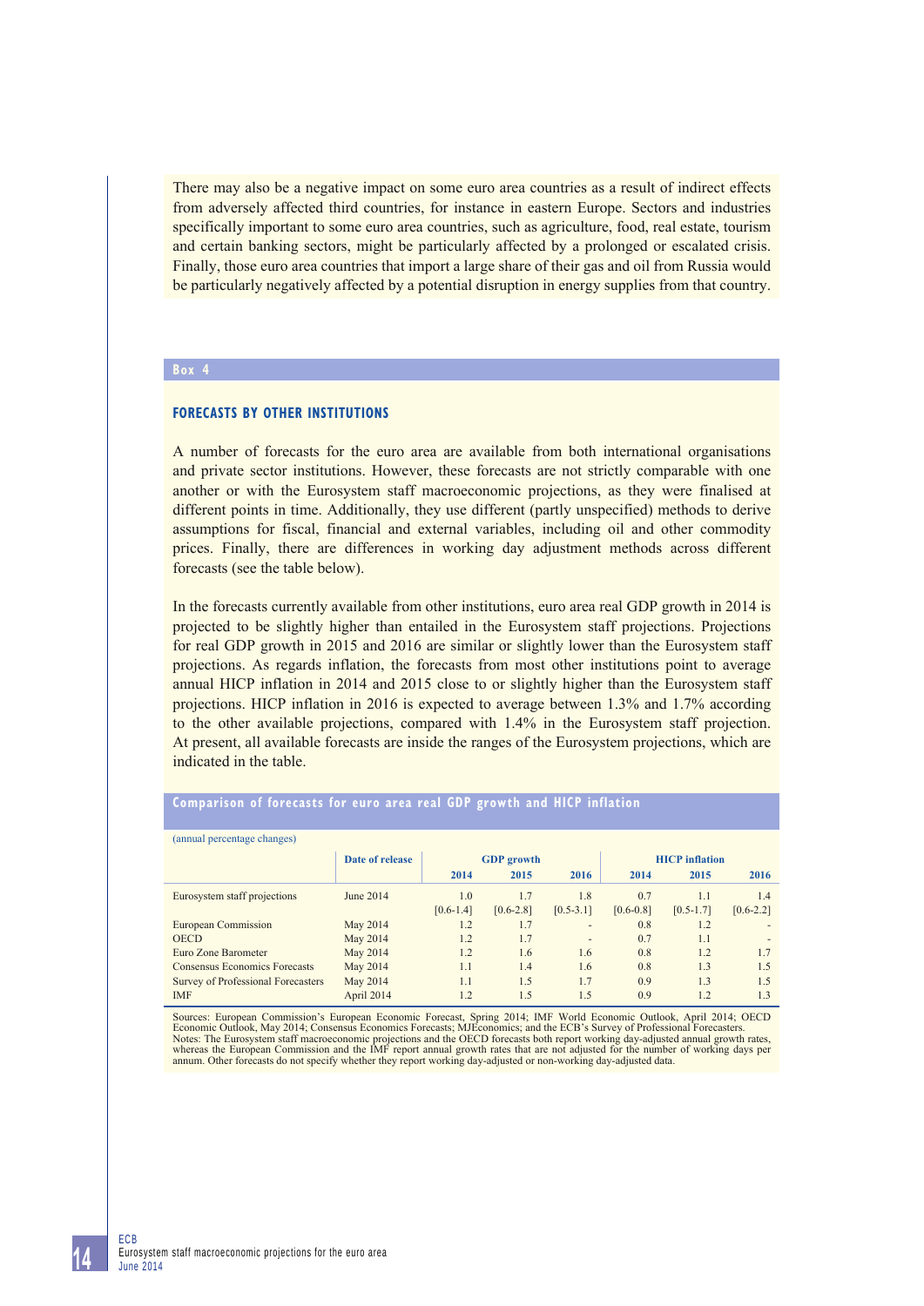There may also be a negative impact on some euro area countries as a result of indirect effects from adversely affected third countries, for instance in eastern Europe. Sectors and industries specifically important to some euro area countries, such as agriculture, food, real estate, tourism and certain banking sectors, might be particularly affected by a prolonged or escalated crisis. Finally, those euro area countries that import a large share of their gas and oil from Russia would be particularly negatively affected by a potential disruption in energy supplies from that country.

## Box 4

### FORECASTS BY OTHER INSTITUTIONS

A number of forecasts for the euro area are available from both international organisations and private sector institutions. However, these forecasts are not strictly comparable with one another or with the Eurosystem staff macroeconomic projections, as they were finalised at different points in time. Additionally, they use different (partly unspecified) methods to derive assumptions for fiscal, financial and external variables, including oil and other commodity prices. Finally, there are differences in working day adjustment methods across different forecasts (see the table below).

In the forecasts currently available from other institutions, euro area real GDP growth in 2014 is projected to be slightly higher than entailed in the Eurosystem staff projections. Projections for real GDP growth in 2015 and 2016 are similar or slightly lower than the Eurosystem staff projections. As regards inflation, the forecasts from most other institutions point to average annual HICP inflation in 2014 and 2015 close to or slightly higher than the Eurosystem staff projections. HICP inflation in 2016 is expected to average between 1.3% and 1.7% according to the other available projections, compared with 1.4% in the Eurosystem staff projection. At present, all available forecasts are inside the ranges of the Eurosystem projections, which are indicated in the table.

**Comparison of forecasts for euro area real GDP growth and HICP inflation**

(annual percentage changes)

| | Date of release | GDP growth | | | HICP inflation | | |
|---|---|---|---|---|---|---|---|
| | | 2014 | 2015 | 2016 | 2014 | 2015 | 2016 |
| Eurosystem staff projections | June 2014 | 1.0 | 1.7 | 1.8 | 0.7 | 1.1 | 1.4 |
| | | [0.6-1.4] | [0.6-2.8] | [0.5-3.1] | [0.6-0.8] | [0.5-1.7] | [0.6-2.2] |
| European Commission | May 2014 | 1.2 | 1.7 | - | 0.8 | 1.2 | - |
| OECD | May 2014 | 1.2 | 1.7 | - | 0.7 | 1.1 | - |
| Euro Zone Barometer | May 2014 | 1.2 | 1.6 | 1.6 | 0.8 | 1.2 | 1.7 |
| Consensus Economics Forecasts | May 2014 | 1.1 | 1.4 | 1.6 | 0.8 | 1.3 | 1.5 |
| Survey of Professional Forecasters | May 2014 | 1.1 | 1.5 | 1.7 | 0.9 | 1.3 | 1.5 |
| IMF | April 2014 | 1.2 | 1.5 | 1.5 | 0.9 | 1.2 | 1.3 |

Sources: European Commission's European Economic Forecast, Spring 2014; IMF World Economic Outlook, April 2014; OECD Economic Outlook, May 2014; Consensus Economics Forecasts; MJEconomics; and the ECB's Survey of Professional Forecasters.
Notes: The Eurosystem staff macroeconomic projections and the OECD forecasts both report working day-adjusted annual growth rates, whereas the European Commission and the IMF report annual growth rates that are not adjusted for the number of working days per annum. Other forecasts do not specify whether they report working day-adjusted or non-working day-adjusted data.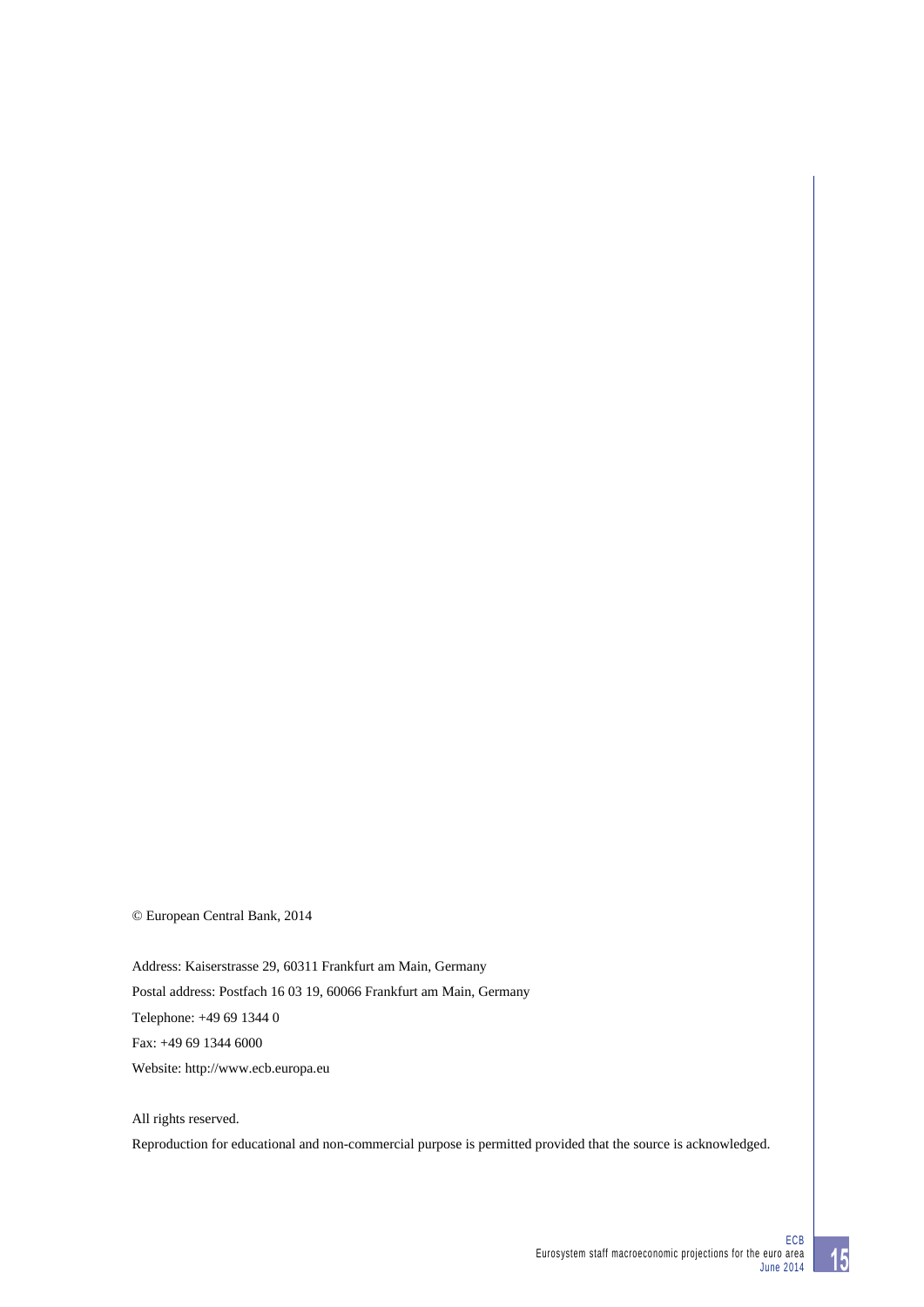© European Central Bank, 2014

Address: Kaiserstrasse 29, 60311 Frankfurt am Main, Germany

Postal address: Postfach 16 03 19, 60066 Frankfurt am Main, Germany

Telephone: +49 69 1344 0

Fax: +49 69 1344 6000

Website: http://www.ecb.europa.eu

All rights reserved.

Reproduction for educational and non-commercial purpose is permitted provided that the source is acknowledged.